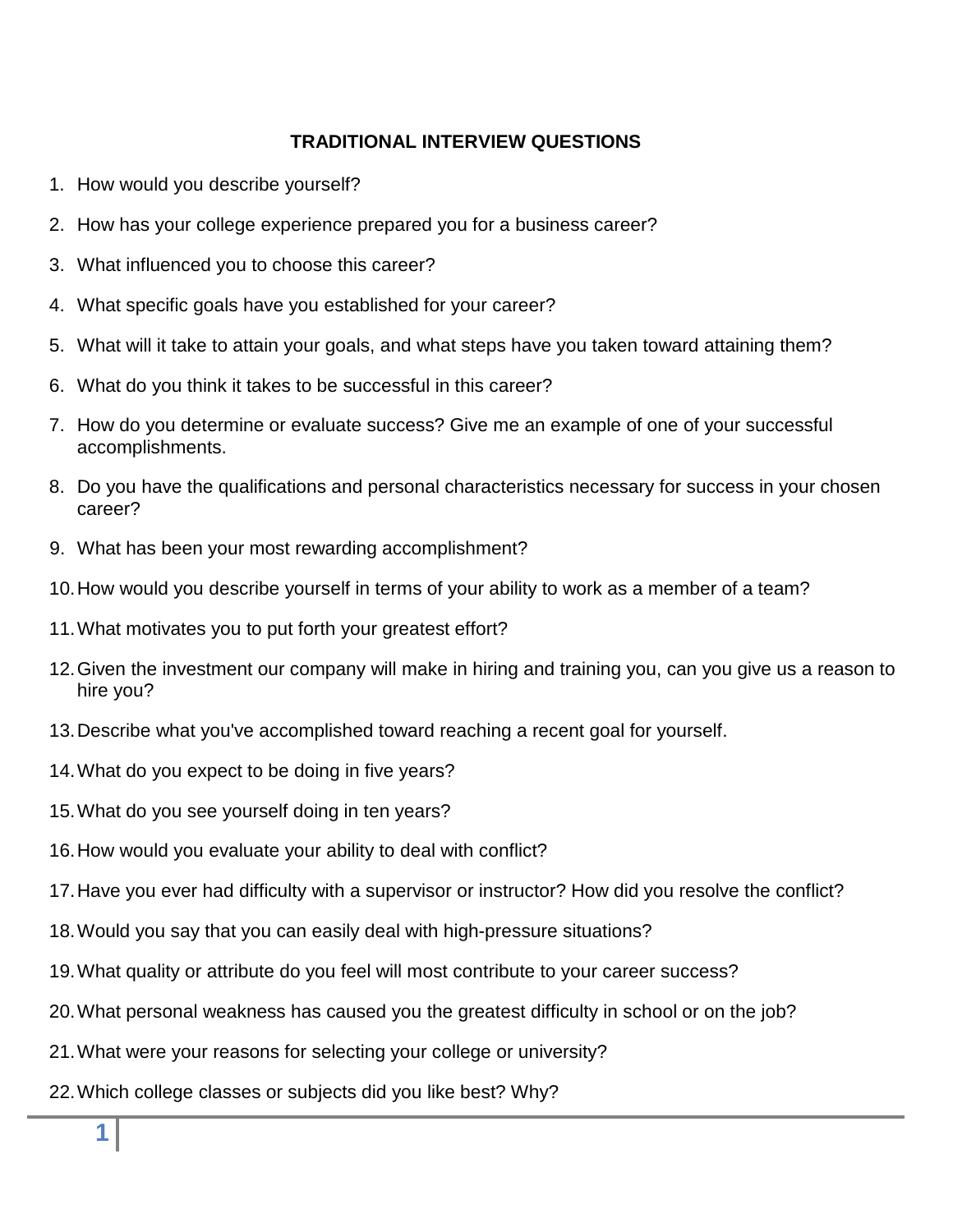# TRADITIONAL INTERVIEW QUESTIONS

1. How would you describe yourself?
2. How has your college experience prepared you for a business career?
3. What influenced you to choose this career?
4. What specific goals have you established for your career?
5. What will it take to attain your goals, and what steps have you taken toward attaining them?
6. What do you think it takes to be successful in this career?
7. How do you determine or evaluate success? Give me an example of one of your successful accomplishments.
8. Do you have the qualifications and personal characteristics necessary for success in your chosen career?
9. What has been your most rewarding accomplishment?
10. How would you describe yourself in terms of your ability to work as a member of a team?
11. What motivates you to put forth your greatest effort?
12. Given the investment our company will make in hiring and training you, can you give us a reason to hire you?
13. Describe what you've accomplished toward reaching a recent goal for yourself.
14. What do you expect to be doing in five years?
15. What do you see yourself doing in ten years?
16. How would you evaluate your ability to deal with conflict?
17. Have you ever had difficulty with a supervisor or instructor? How did you resolve the conflict?
18. Would you say that you can easily deal with high-pressure situations?
19. What quality or attribute do you feel will most contribute to your career success?
20. What personal weakness has caused you the greatest difficulty in school or on the job?
21. What were your reasons for selecting your college or university?
22. Which college classes or subjects did you like best? Why?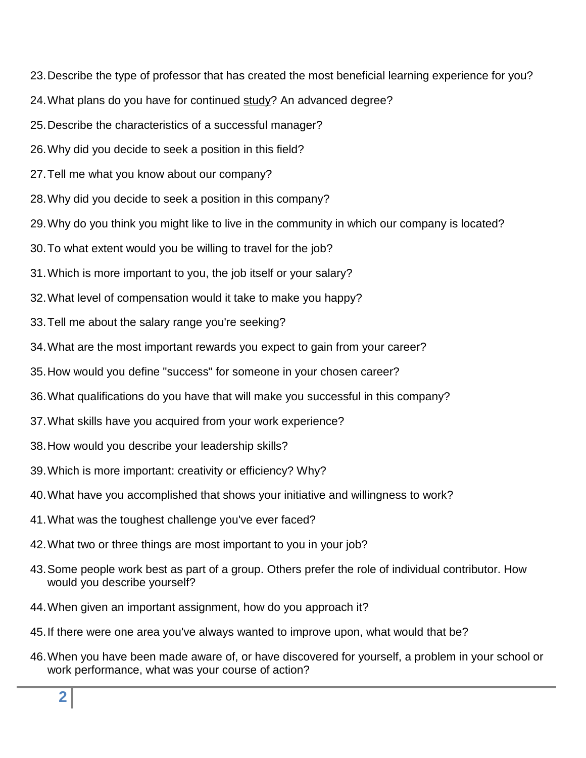23. Describe the type of professor that has created the most beneficial learning experience for you?
24. What plans do you have for continued study? An advanced degree?
25. Describe the characteristics of a successful manager?
26. Why did you decide to seek a position in this field?
27. Tell me what you know about our company?
28. Why did you decide to seek a position in this company?
29. Why do you think you might like to live in the community in which our company is located?
30. To what extent would you be willing to travel for the job?
31. Which is more important to you, the job itself or your salary?
32. What level of compensation would it take to make you happy?
33. Tell me about the salary range you're seeking?
34. What are the most important rewards you expect to gain from your career?
35. How would you define "success" for someone in your chosen career?
36. What qualifications do you have that will make you successful in this company?
37. What skills have you acquired from your work experience?
38. How would you describe your leadership skills?
39. Which is more important: creativity or efficiency? Why?
40. What have you accomplished that shows your initiative and willingness to work?
41. What was the toughest challenge you've ever faced?
42. What two or three things are most important to you in your job?
43. Some people work best as part of a group. Others prefer the role of individual contributor. How would you describe yourself?
44. When given an important assignment, how do you approach it?
45. If there were one area you've always wanted to improve upon, what would that be?
46. When you have been made aware of, or have discovered for yourself, a problem in your school or work performance, what was your course of action?